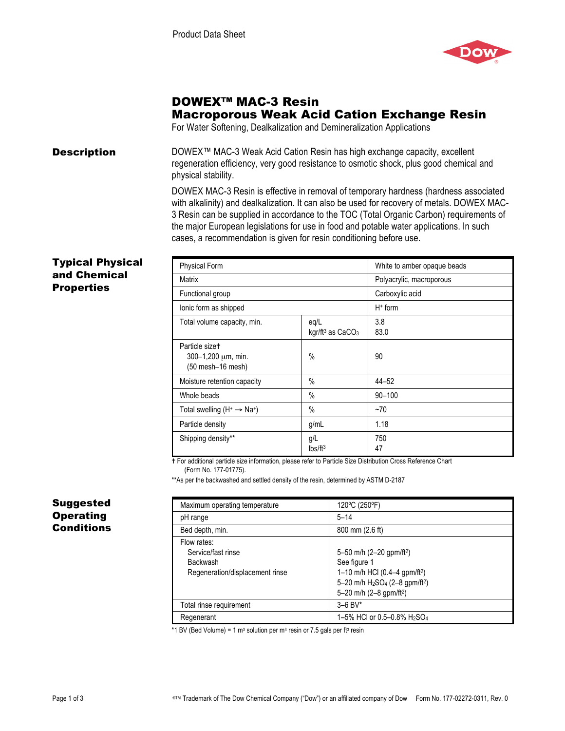Product Data Sheet

# DOWEX™ MAC-3 Resin
## Macroporous Weak Acid Cation Exchange Resin

For Water Softening, Dealkalization and Demineralization Applications

### Description

DOWEX™ MAC-3 Weak Acid Cation Resin has high exchange capacity, excellent regeneration efficiency, very good resistance to osmotic shock, plus good chemical and physical stability.

DOWEX MAC-3 Resin is effective in removal of temporary hardness (hardness associated with alkalinity) and dealkalization. It can also be used for recovery of metals. DOWEX MAC-3 Resin can be supplied in accordance to the TOC (Total Organic Carbon) requirements of the major European legislations for use in food and potable water applications. In such cases, a recommendation is given for resin conditioning before use.

### Typical Physical and Chemical Properties

| Property | Unit | Value |
|---|---|---|
| Physical Form | | White to amber opaque beads |
| Matrix | | Polyacrylic, macroporous |
| Functional group | | Carboxylic acid |
| Ionic form as shipped | | $H^+$ form |
| Total volume capacity, min. | eq/L<br>kgr/ft³ as $CaCO_3$ | 3.8<br>83.0 |
| Particle size† 300–1,200 µm, min. (50 mesh–16 mesh) | % | 90 |
| Moisture retention capacity | % | 44–52 |
| Whole beads | % | 90–100 |
| Total swelling ($H^+ \rightarrow Na^+$) | % | ~70 |
| Particle density | g/mL | 1.18 |
| Shipping density** | g/L<br>lbs/ft³ | 750<br>47 |

† For additional particle size information, please refer to Particle Size Distribution Cross Reference Chart (Form No. 177-01775).

**As per the backwashed and settled density of the resin, determined by ASTM D-2187

### Suggested Operating Conditions

| Condition | Value |
|---|---|
| Maximum operating temperature | 120ºC (250ºF) |
| pH range | 5–14 |
| Bed depth, min. | 800 mm (2.6 ft) |
| Flow rates: | |
| Service/fast rinse | 5–50 m/h (2–20 gpm/ft²) |
| Backwash | See figure 1 |
| Regeneration/displacement rinse | 1–10 m/h HCl (0.4–4 gpm/ft²)<br>5–20 m/h $H_2SO_4$ (2–8 gpm/ft²)<br>5–20 m/h (2–8 gpm/ft²) |
| Total rinse requirement | 3–6 BV* |
| Regenerant | 1–5% HCl or 0.5–0.8% $H_2SO_4$ |

*1 BV (Bed Volume) = 1 m³ solution per m³ resin or 7.5 gals per ft³ resin

®™ Trademark of The Dow Chemical Company ("Dow") or an affiliated company of Dow Form No. 177-02272-0311, Rev. 0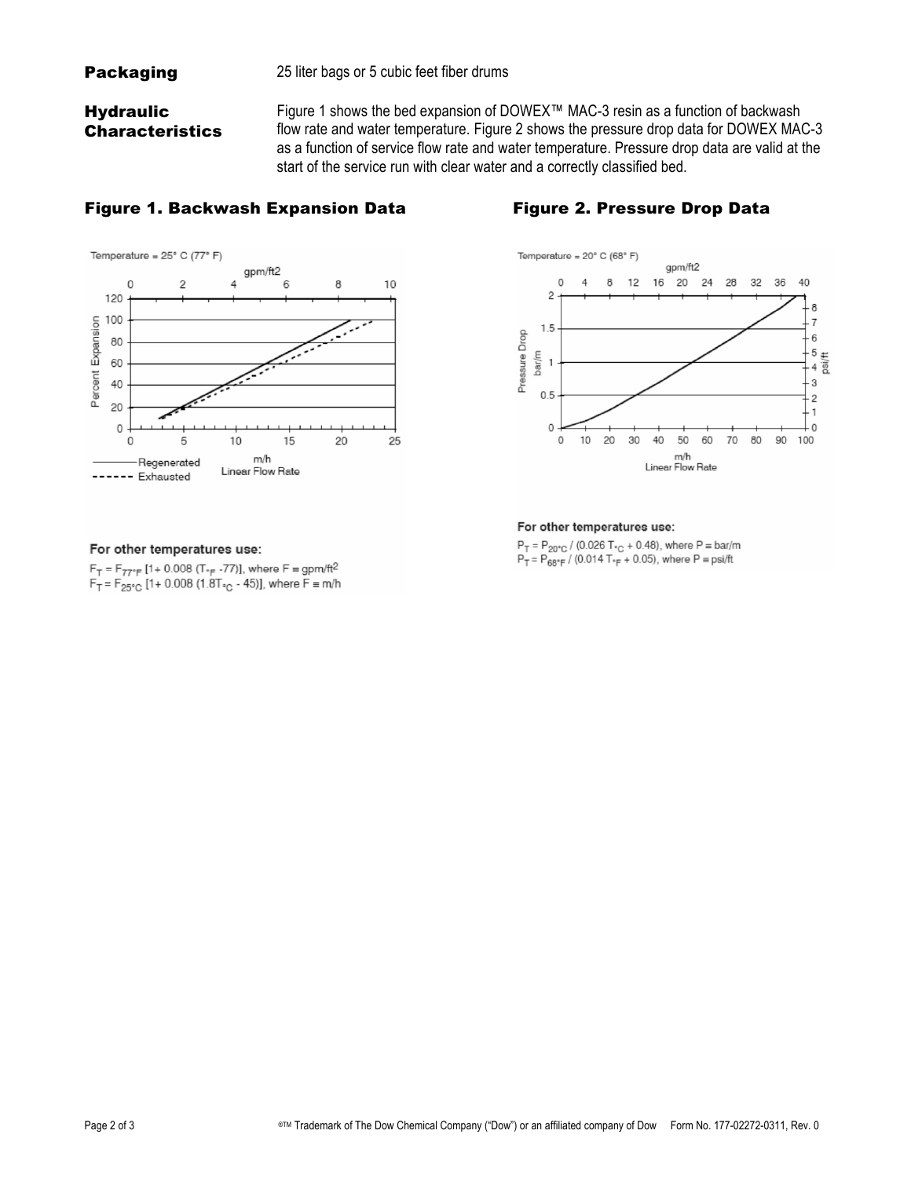**Packaging** 25 liter bags or 5 cubic feet fiber drums

**Hydraulic Characteristics** Figure 1 shows the bed expansion of DOWEX™ MAC-3 resin as a function of backwash flow rate and water temperature. Figure 2 shows the pressure drop data for DOWEX MAC-3 as a function of service flow rate and water temperature. Pressure drop data are valid at the start of the service run with clear water and a correctly classified bed.

### Figure 1. Backwash Expansion Data

Temperature = 25° C (77° F)

**For other temperatures use:**

$F_T = F_{77°F} [1 + 0.008 (T_{°F} - 77)]$, where $F \equiv gpm/ft^2$

$F_T = F_{25°C} [1 + 0.008 (1.8T_{°C} - 45)]$, where $F \equiv m/h$

### Figure 2. Pressure Drop Data

Temperature = 20° C (68° F)

**For other temperatures use:**

$P_T = P_{20°C} / (0.026\ T_{°C} + 0.48)$, where $P \equiv bar/m$

$P_T = P_{68°F} / (0.014\ T_{°F} + 0.05)$, where $P \equiv psi/ft$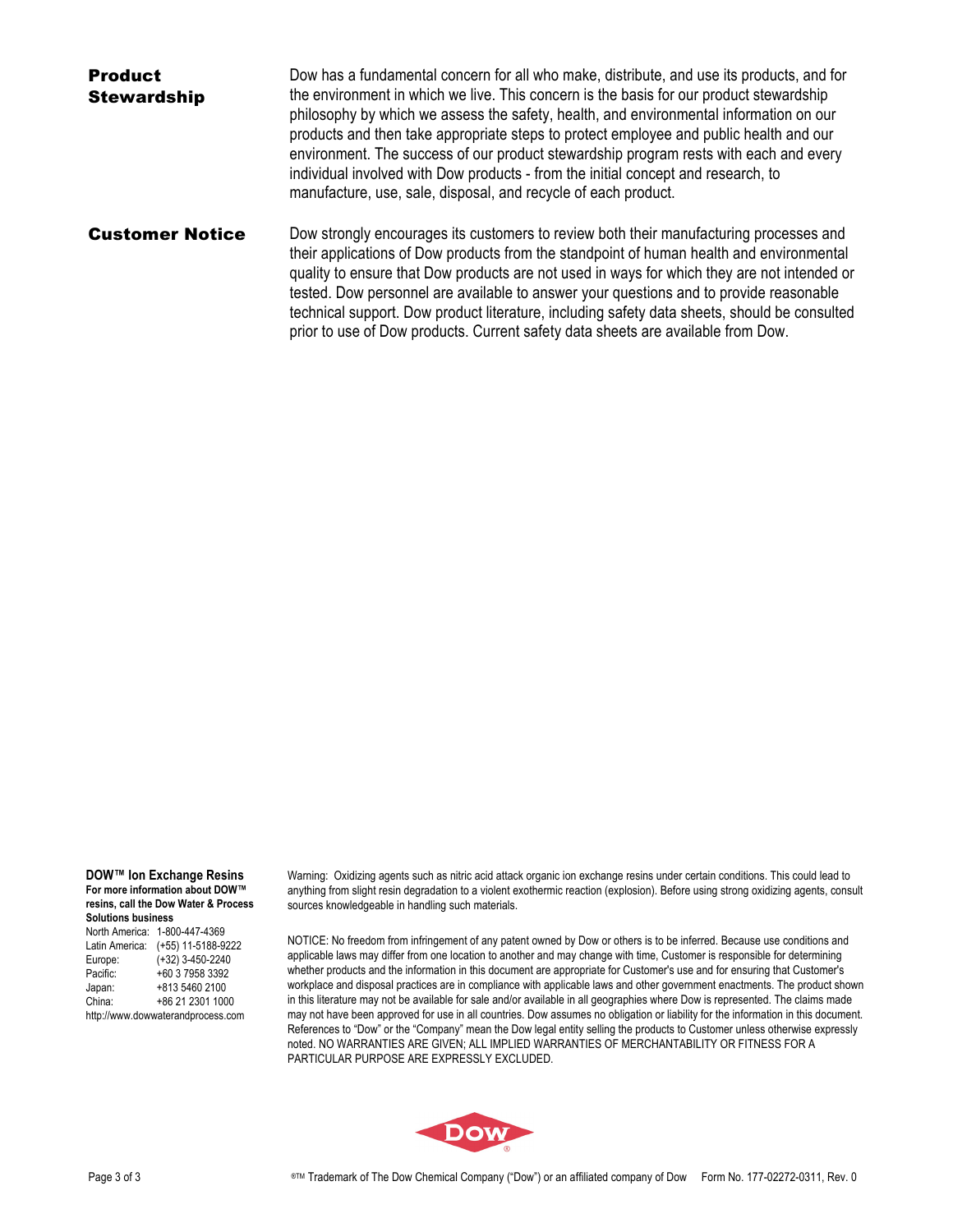## Product Stewardship

Dow has a fundamental concern for all who make, distribute, and use its products, and for the environment in which we live. This concern is the basis for our product stewardship philosophy by which we assess the safety, health, and environmental information on our products and then take appropriate steps to protect employee and public health and our environment. The success of our product stewardship program rests with each and every individual involved with Dow products - from the initial concept and research, to manufacture, use, sale, disposal, and recycle of each product.

## Customer Notice

Dow strongly encourages its customers to review both their manufacturing processes and their applications of Dow products from the standpoint of human health and environmental quality to ensure that Dow products are not used in ways for which they are not intended or tested. Dow personnel are available to answer your questions and to provide reasonable technical support. Dow product literature, including safety data sheets, should be consulted prior to use of Dow products. Current safety data sheets are available from Dow.

**DOW™ Ion Exchange Resins**
**For more information about DOW™ resins, call the Dow Water & Process Solutions business**

| | |
|---|---|
| North America: | 1-800-447-4369 |
| Latin America: | (+55) 11-5188-9222 |
| Europe: | (+32) 3-450-2240 |
| Pacific: | +60 3 7958 3392 |
| Japan: | +813 5460 2100 |
| China: | +86 21 2301 1000 |

http://www.dowwaterandprocess.com

Warning: Oxidizing agents such as nitric acid attack organic ion exchange resins under certain conditions. This could lead to anything from slight resin degradation to a violent exothermic reaction (explosion). Before using strong oxidizing agents, consult sources knowledgeable in handling such materials.

NOTICE: No freedom from infringement of any patent owned by Dow or others is to be inferred. Because use conditions and applicable laws may differ from one location to another and may change with time, Customer is responsible for determining whether products and the information in this document are appropriate for Customer's use and for ensuring that Customer's workplace and disposal practices are in compliance with applicable laws and other government enactments. The product shown in this literature may not be available for sale and/or available in all geographies where Dow is represented. The claims made may not have been approved for use in all countries. Dow assumes no obligation or liability for the information in this document. References to "Dow" or the "Company" mean the Dow legal entity selling the products to Customer unless otherwise expressly noted. NO WARRANTIES ARE GIVEN; ALL IMPLIED WARRANTIES OF MERCHANTABILITY OR FITNESS FOR A PARTICULAR PURPOSE ARE EXPRESSLY EXCLUDED.

®™ Trademark of The Dow Chemical Company ("Dow") or an affiliated company of Dow    Form No. 177-02272-0311, Rev. 0